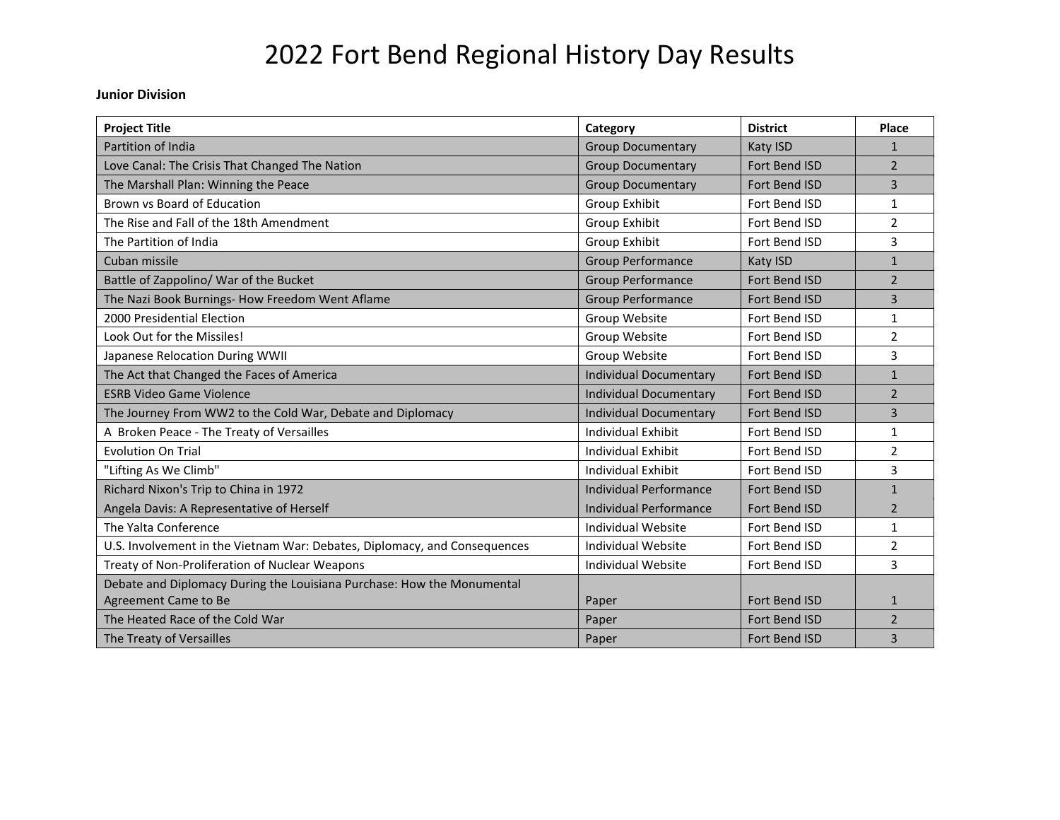# 2022 Fort Bend Regional History Day Results

**Junior Division**

| Project Title | Category | District | Place |
|---|---|---|---|
| Partition of India | Group Documentary | Katy ISD | 1 |
| Love Canal: The Crisis That Changed The Nation | Group Documentary | Fort Bend ISD | 2 |
| The Marshall Plan: Winning the Peace | Group Documentary | Fort Bend ISD | 3 |
| Brown vs Board of Education | Group Exhibit | Fort Bend ISD | 1 |
| The Rise and Fall of the 18th Amendment | Group Exhibit | Fort Bend ISD | 2 |
| The Partition of India | Group Exhibit | Fort Bend ISD | 3 |
| Cuban missile | Group Performance | Katy ISD | 1 |
| Battle of Zappolino/ War of the Bucket | Group Performance | Fort Bend ISD | 2 |
| The Nazi Book Burnings- How Freedom Went Aflame | Group Performance | Fort Bend ISD | 3 |
| 2000 Presidential Election | Group Website | Fort Bend ISD | 1 |
| Look Out for the Missiles! | Group Website | Fort Bend ISD | 2 |
| Japanese Relocation During WWII | Group Website | Fort Bend ISD | 3 |
| The Act that Changed the Faces of America | Individual Documentary | Fort Bend ISD | 1 |
| ESRB Video Game Violence | Individual Documentary | Fort Bend ISD | 2 |
| The Journey From WW2 to the Cold War, Debate and Diplomacy | Individual Documentary | Fort Bend ISD | 3 |
| A Broken Peace - The Treaty of Versailles | Individual Exhibit | Fort Bend ISD | 1 |
| Evolution On Trial | Individual Exhibit | Fort Bend ISD | 2 |
| "Lifting As We Climb" | Individual Exhibit | Fort Bend ISD | 3 |
| Richard Nixon's Trip to China in 1972 | Individual Performance | Fort Bend ISD | 1 |
| Angela Davis: A Representative of Herself | Individual Performance | Fort Bend ISD | 2 |
| The Yalta Conference | Individual Website | Fort Bend ISD | 1 |
| U.S. Involvement in the Vietnam War: Debates, Diplomacy, and Consequences | Individual Website | Fort Bend ISD | 2 |
| Treaty of Non-Proliferation of Nuclear Weapons | Individual Website | Fort Bend ISD | 3 |
| Debate and Diplomacy During the Louisiana Purchase: How the Monumental Agreement Came to Be | Paper | Fort Bend ISD | 1 |
| The Heated Race of the Cold War | Paper | Fort Bend ISD | 2 |
| The Treaty of Versailles | Paper | Fort Bend ISD | 3 |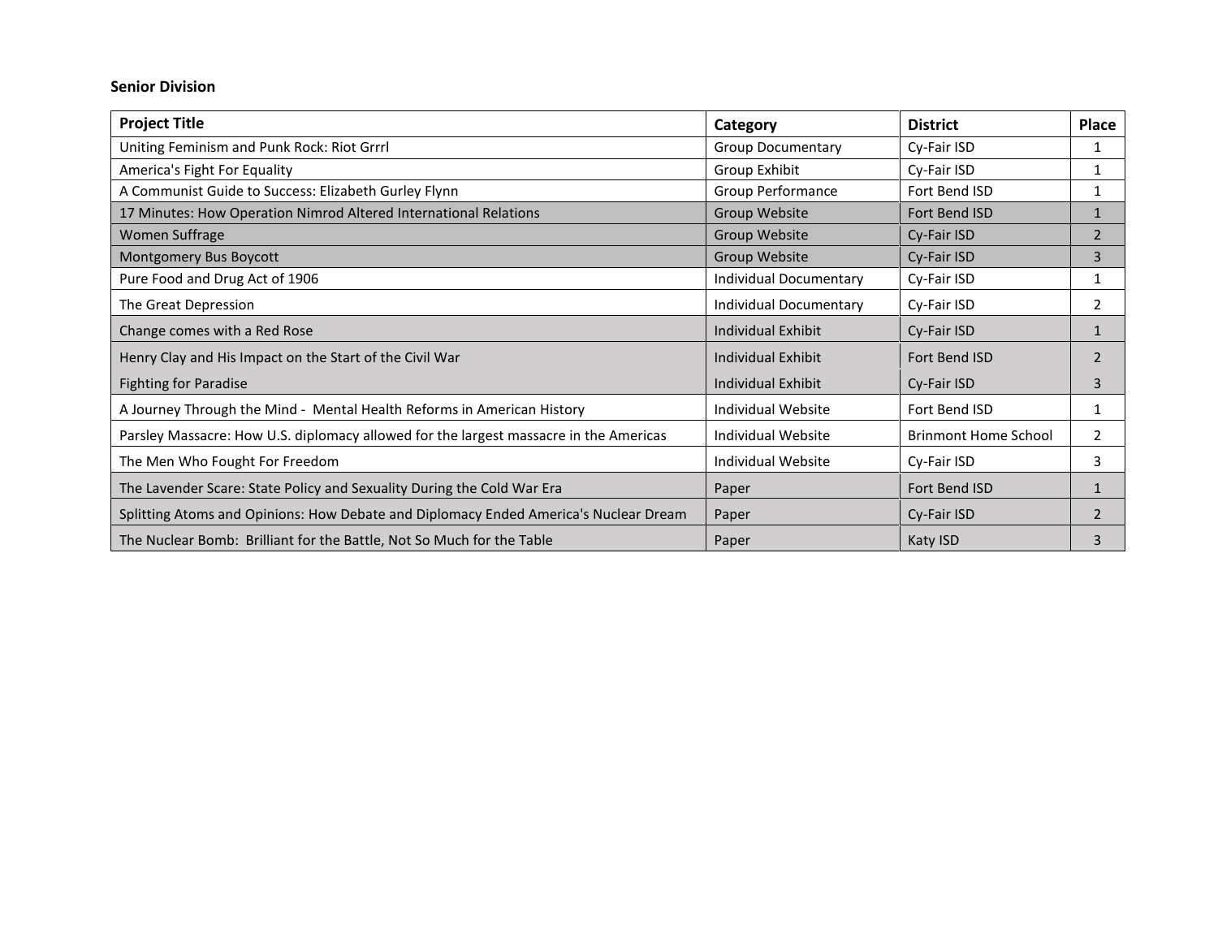**Senior Division**

| Project Title | Category | District | Place |
|---|---|---|---|
| Uniting Feminism and Punk Rock: Riot Grrrl | Group Documentary | Cy-Fair ISD | 1 |
| America's Fight For Equality | Group Exhibit | Cy-Fair ISD | 1 |
| A Communist Guide to Success: Elizabeth Gurley Flynn | Group Performance | Fort Bend ISD | 1 |
| 17 Minutes: How Operation Nimrod Altered International Relations | Group Website | Fort Bend ISD | 1 |
| Women Suffrage | Group Website | Cy-Fair ISD | 2 |
| Montgomery Bus Boycott | Group Website | Cy-Fair ISD | 3 |
| Pure Food and Drug Act of 1906 | Individual Documentary | Cy-Fair ISD | 1 |
| The Great Depression | Individual Documentary | Cy-Fair ISD | 2 |
| Change comes with a Red Rose | Individual Exhibit | Cy-Fair ISD | 1 |
| Henry Clay and His Impact on the Start of the Civil War | Individual Exhibit | Fort Bend ISD | 2 |
| Fighting for Paradise | Individual Exhibit | Cy-Fair ISD | 3 |
| A Journey Through the Mind - Mental Health Reforms in American History | Individual Website | Fort Bend ISD | 1 |
| Parsley Massacre: How U.S. diplomacy allowed for the largest massacre in the Americas | Individual Website | Brinmont Home School | 2 |
| The Men Who Fought For Freedom | Individual Website | Cy-Fair ISD | 3 |
| The Lavender Scare: State Policy and Sexuality During the Cold War Era | Paper | Fort Bend ISD | 1 |
| Splitting Atoms and Opinions: How Debate and Diplomacy Ended America's Nuclear Dream | Paper | Cy-Fair ISD | 2 |
| The Nuclear Bomb: Brilliant for the Battle, Not So Much for the Table | Paper | Katy ISD | 3 |